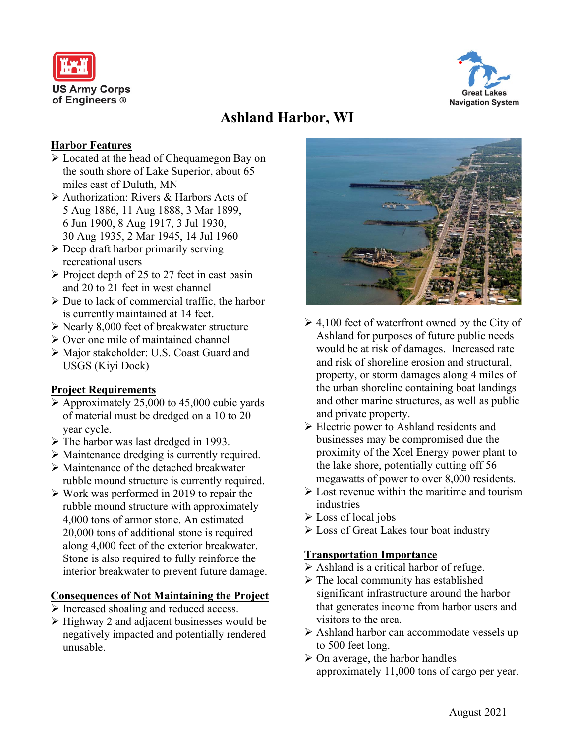US Army Corps of Engineers ®

Great Lakes Navigation System

# Ashland Harbor, WI

## Harbor Features

- Located at the head of Chequamegon Bay on the south shore of Lake Superior, about 65 miles east of Duluth, MN
- Authorization: Rivers & Harbors Acts of 5 Aug 1886, 11 Aug 1888, 3 Mar 1899, 6 Jun 1900, 8 Aug 1917, 3 Jul 1930, 30 Aug 1935, 2 Mar 1945, 14 Jul 1960
- Deep draft harbor primarily serving recreational users
- Project depth of 25 to 27 feet in east basin and 20 to 21 feet in west channel
- Due to lack of commercial traffic, the harbor is currently maintained at 14 feet.
- Nearly 8,000 feet of breakwater structure
- Over one mile of maintained channel
- Major stakeholder: U.S. Coast Guard and USGS (Kiyi Dock)

## Project Requirements

- Approximately 25,000 to 45,000 cubic yards of material must be dredged on a 10 to 20 year cycle.
- The harbor was last dredged in 1993.
- Maintenance dredging is currently required.
- Maintenance of the detached breakwater rubble mound structure is currently required.
- Work was performed in 2019 to repair the rubble mound structure with approximately 4,000 tons of armor stone. An estimated 20,000 tons of additional stone is required along 4,000 feet of the exterior breakwater. Stone is also required to fully reinforce the interior breakwater to prevent future damage.

## Consequences of Not Maintaining the Project

- Increased shoaling and reduced access.
- Highway 2 and adjacent businesses would be negatively impacted and potentially rendered unusable.
- 4,100 feet of waterfront owned by the City of Ashland for purposes of future public needs would be at risk of damages. Increased rate and risk of shoreline erosion and structural, property, or storm damages along 4 miles of the urban shoreline containing boat landings and other marine structures, as well as public and private property.
- Electric power to Ashland residents and businesses may be compromised due the proximity of the Xcel Energy power plant to the lake shore, potentially cutting off 56 megawatts of power to over 8,000 residents.
- Lost revenue within the maritime and tourism industries
- Loss of local jobs
- Loss of Great Lakes tour boat industry

## Transportation Importance

- Ashland is a critical harbor of refuge.
- The local community has established significant infrastructure around the harbor that generates income from harbor users and visitors to the area.
- Ashland harbor can accommodate vessels up to 500 feet long.
- On average, the harbor handles approximately 11,000 tons of cargo per year.

August 2021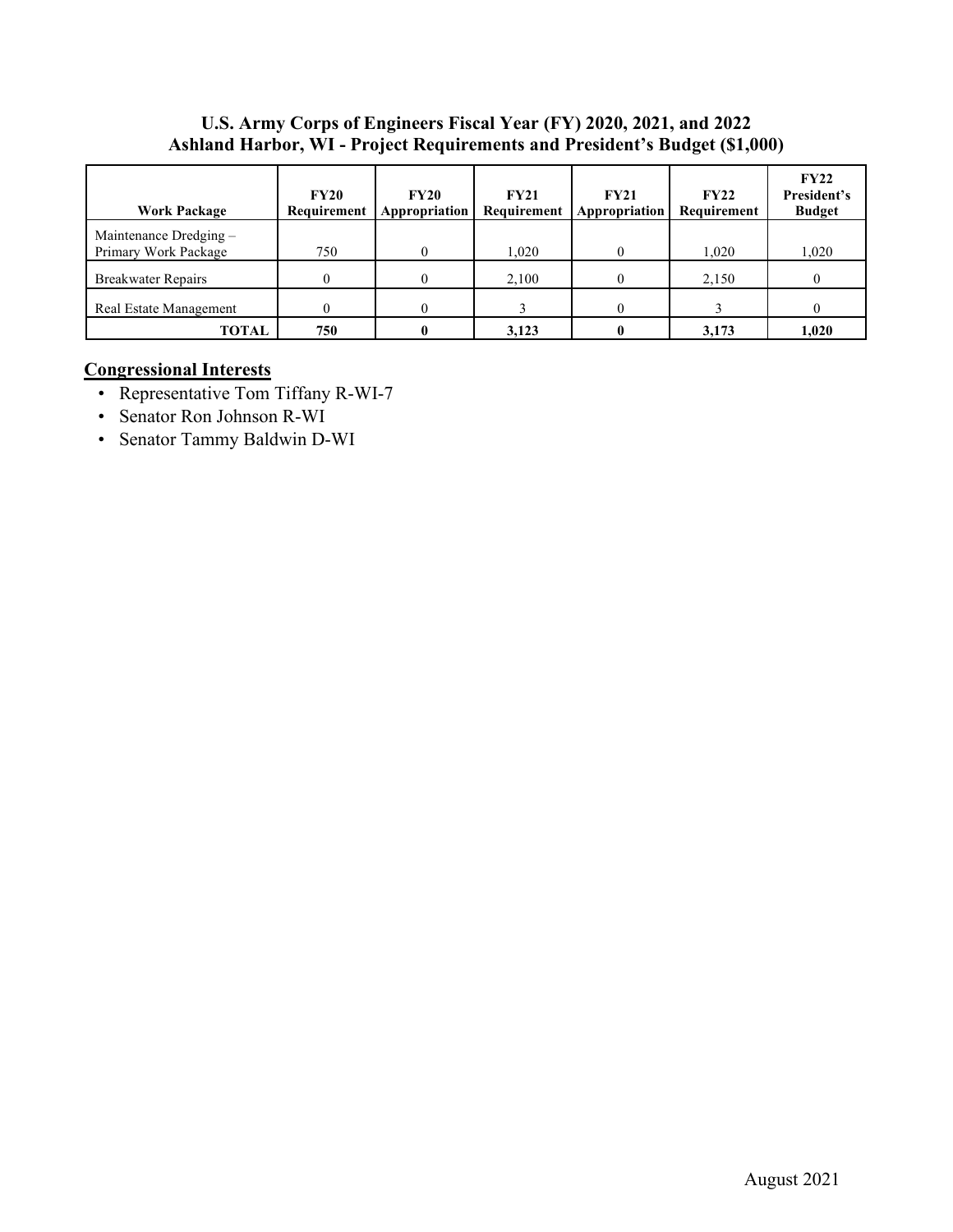**U.S. Army Corps of Engineers Fiscal Year (FY) 2020, 2021, and 2022**
**Ashland Harbor, WI - Project Requirements and President's Budget ($1,000)**

| Work Package | FY20 Requirement | FY20 Appropriation | FY21 Requirement | FY21 Appropriation | FY22 Requirement | FY22 President's Budget |
|---|---|---|---|---|---|---|
| Maintenance Dredging – Primary Work Package | 750 | 0 | 1,020 | 0 | 1,020 | 1,020 |
| Breakwater Repairs | 0 | 0 | 2,100 | 0 | 2,150 | 0 |
| Real Estate Management | 0 | 0 | 3 | 0 | 3 | 0 |
| **TOTAL** | **750** | **0** | **3,123** | **0** | **3,173** | **1,020** |

## Congressional Interests

- Representative Tom Tiffany R-WI-7
- Senator Ron Johnson R-WI
- Senator Tammy Baldwin D-WI

August 2021